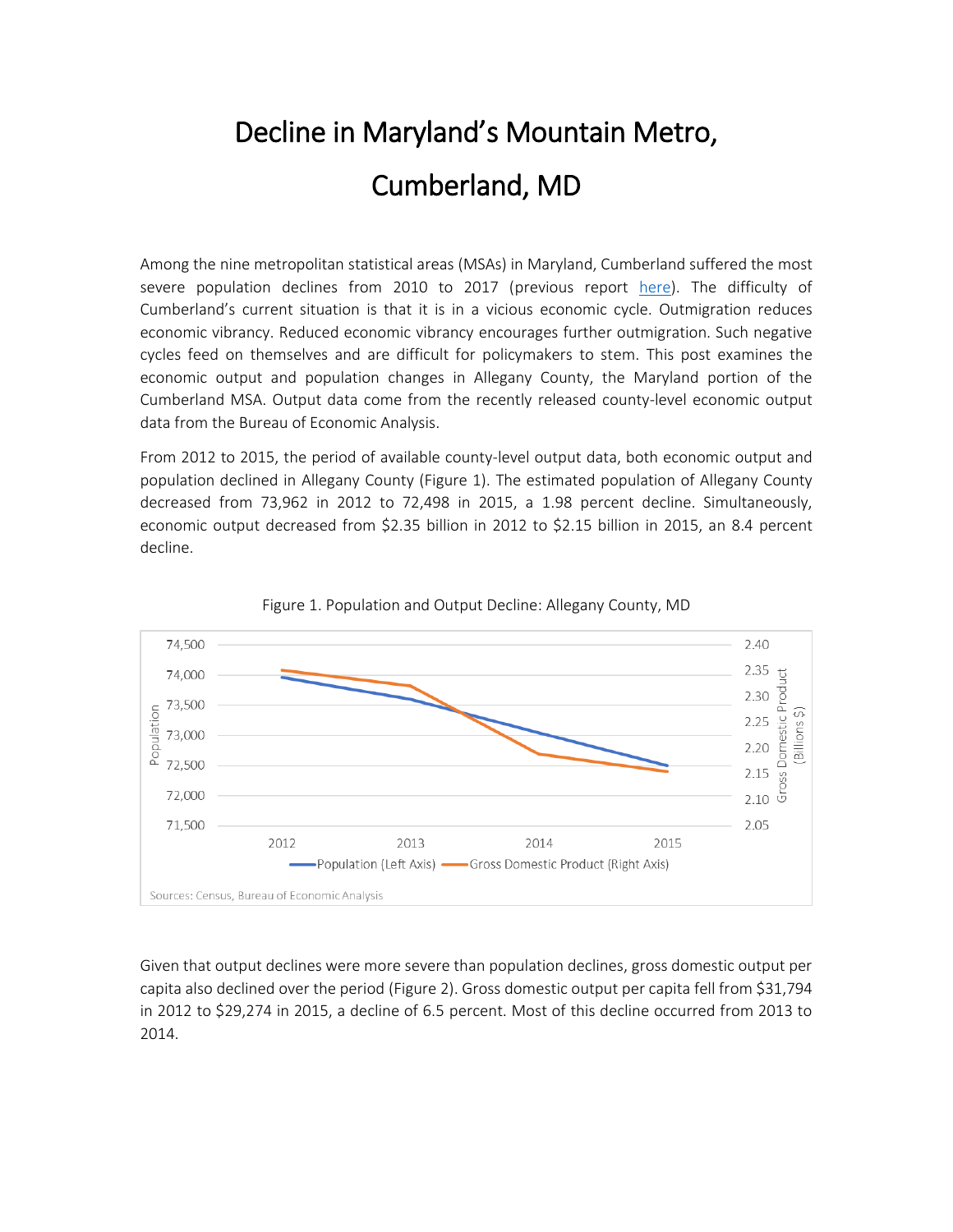# Decline in Maryland's Mountain Metro, Cumberland, MD

Among the nine metropolitan statistical areas (MSAs) in Maryland, Cumberland suffered the most severe population declines from 2010 to 2017 (previous report here). The difficulty of Cumberland's current situation is that it is in a vicious economic cycle. Outmigration reduces economic vibrancy. Reduced economic vibrancy encourages further outmigration. Such negative cycles feed on themselves and are difficult for policymakers to stem. This post examines the economic output and population changes in Allegany County, the Maryland portion of the Cumberland MSA. Output data come from the recently released county-level economic output data from the Bureau of Economic Analysis.

From 2012 to 2015, the period of available county-level output data, both economic output and population declined in Allegany County (Figure 1). The estimated population of Allegany County decreased from 73,962 in 2012 to 72,498 in 2015, a 1.98 percent decline. Simultaneously, economic output decreased from $2.35 billion in 2012 to $2.15 billion in 2015, an 8.4 percent decline.

Figure 1. Population and Output Decline: Allegany County, MD

Sources: Census, Bureau of Economic Analysis

Given that output declines were more severe than population declines, gross domestic output per capita also declined over the period (Figure 2). Gross domestic output per capita fell from $31,794 in 2012 to $29,274 in 2015, a decline of 6.5 percent. Most of this decline occurred from 2013 to 2014.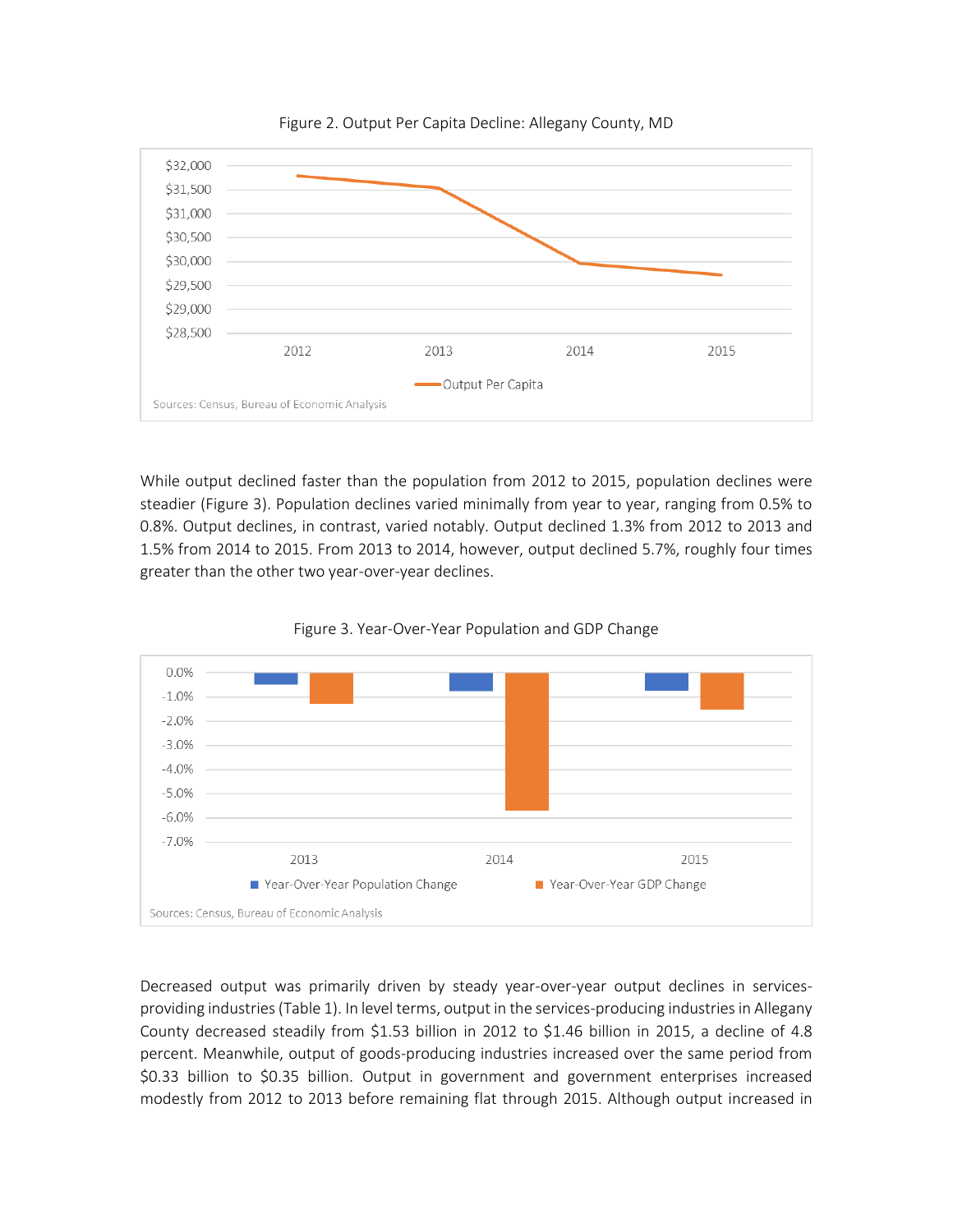Figure 2. Output Per Capita Decline: Allegany County, MD

Sources: Census, Bureau of Economic Analysis

While output declined faster than the population from 2012 to 2015, population declines were steadier (Figure 3). Population declines varied minimally from year to year, ranging from 0.5% to 0.8%. Output declines, in contrast, varied notably. Output declined 1.3% from 2012 to 2013 and 1.5% from 2014 to 2015. From 2013 to 2014, however, output declined 5.7%, roughly four times greater than the other two year-over-year declines.

Figure 3. Year-Over-Year Population and GDP Change

Sources: Census, Bureau of Economic Analysis

Decreased output was primarily driven by steady year-over-year output declines in services-providing industries (Table 1). In level terms, output in the services-producing industries in Allegany County decreased steadily from $1.53 billion in 2012 to $1.46 billion in 2015, a decline of 4.8 percent. Meanwhile, output of goods-producing industries increased over the same period from $0.33 billion to $0.35 billion. Output in government and government enterprises increased modestly from 2012 to 2013 before remaining flat through 2015. Although output increased in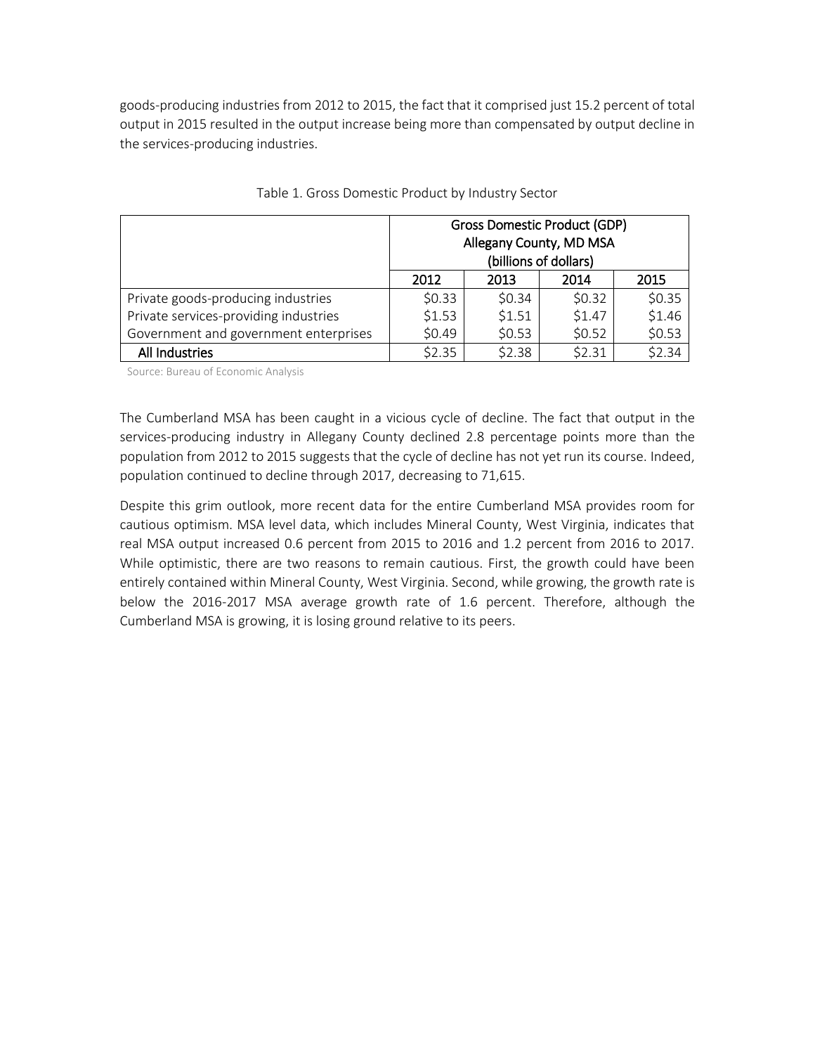goods-producing industries from 2012 to 2015, the fact that it comprised just 15.2 percent of total output in 2015 resulted in the output increase being more than compensated by output decline in the services-producing industries.

Table 1. Gross Domestic Product by Industry Sector

| | Gross Domestic Product (GDP) Allegany County, MD MSA (billions of dollars) | | | |
|---|---|---|---|---|
| | 2012 | 2013 | 2014 | 2015 |
| Private goods-producing industries | $0.33 | $0.34 | $0.32 | $0.35 |
| Private services-providing industries | $1.53 | $1.51 | $1.47 | $1.46 |
| Government and government enterprises | $0.49 | $0.53 | $0.52 | $0.53 |
| All Industries | $2.35 | $2.38 | $2.31 | $2.34 |

Source: Bureau of Economic Analysis

The Cumberland MSA has been caught in a vicious cycle of decline. The fact that output in the services-producing industry in Allegany County declined 2.8 percentage points more than the population from 2012 to 2015 suggests that the cycle of decline has not yet run its course. Indeed, population continued to decline through 2017, decreasing to 71,615.

Despite this grim outlook, more recent data for the entire Cumberland MSA provides room for cautious optimism. MSA level data, which includes Mineral County, West Virginia, indicates that real MSA output increased 0.6 percent from 2015 to 2016 and 1.2 percent from 2016 to 2017. While optimistic, there are two reasons to remain cautious. First, the growth could have been entirely contained within Mineral County, West Virginia. Second, while growing, the growth rate is below the 2016-2017 MSA average growth rate of 1.6 percent. Therefore, although the Cumberland MSA is growing, it is losing ground relative to its peers.